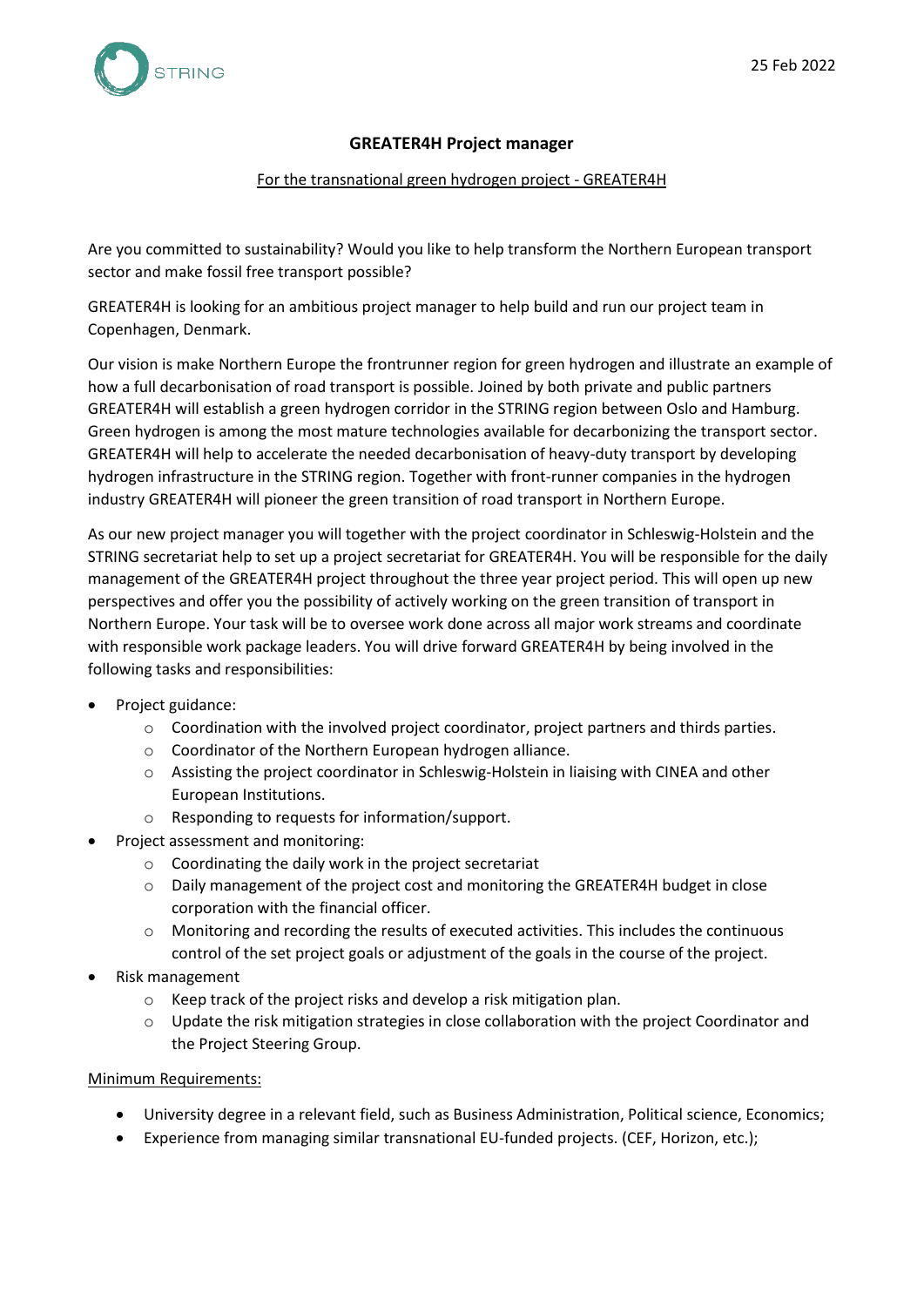STRING

25 Feb 2022

# GREATER4H Project manager

For the transnational green hydrogen project - GREATER4H

Are you committed to sustainability? Would you like to help transform the Northern European transport sector and make fossil free transport possible?

GREATER4H is looking for an ambitious project manager to help build and run our project team in Copenhagen, Denmark.

Our vision is make Northern Europe the frontrunner region for green hydrogen and illustrate an example of how a full decarbonisation of road transport is possible. Joined by both private and public partners GREATER4H will establish a green hydrogen corridor in the STRING region between Oslo and Hamburg. Green hydrogen is among the most mature technologies available for decarbonizing the transport sector. GREATER4H will help to accelerate the needed decarbonisation of heavy-duty transport by developing hydrogen infrastructure in the STRING region. Together with front-runner companies in the hydrogen industry GREATER4H will pioneer the green transition of road transport in Northern Europe.

As our new project manager you will together with the project coordinator in Schleswig-Holstein and the STRING secretariat help to set up a project secretariat for GREATER4H. You will be responsible for the daily management of the GREATER4H project throughout the three year project period. This will open up new perspectives and offer you the possibility of actively working on the green transition of transport in Northern Europe. Your task will be to oversee work done across all major work streams and coordinate with responsible work package leaders. You will drive forward GREATER4H by being involved in the following tasks and responsibilities:

- Project guidance:
  - Coordination with the involved project coordinator, project partners and thirds parties.
  - Coordinator of the Northern European hydrogen alliance.
  - Assisting the project coordinator in Schleswig-Holstein in liaising with CINEA and other European Institutions.
  - Responding to requests for information/support.
- Project assessment and monitoring:
  - Coordinating the daily work in the project secretariat
  - Daily management of the project cost and monitoring the GREATER4H budget in close corporation with the financial officer.
  - Monitoring and recording the results of executed activities. This includes the continuous control of the set project goals or adjustment of the goals in the course of the project.
- Risk management
  - Keep track of the project risks and develop a risk mitigation plan.
  - Update the risk mitigation strategies in close collaboration with the project Coordinator and the Project Steering Group.

Minimum Requirements:

- University degree in a relevant field, such as Business Administration, Political science, Economics;
- Experience from managing similar transnational EU-funded projects. (CEF, Horizon, etc.);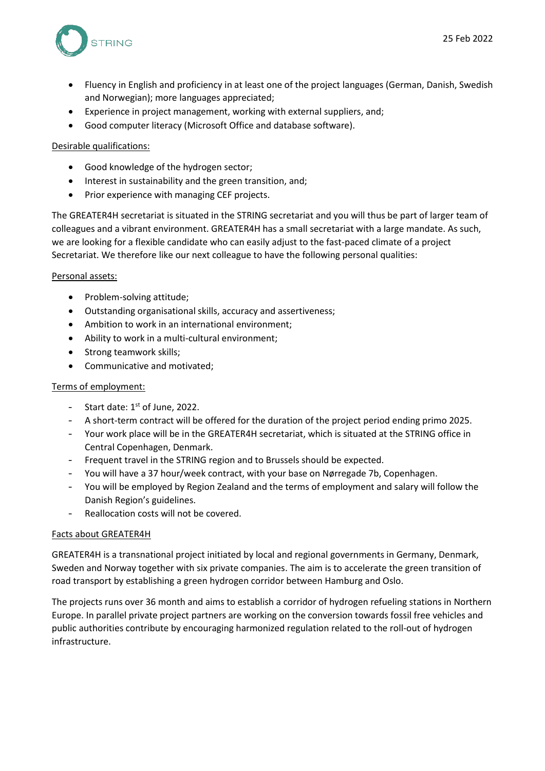- Fluency in English and proficiency in at least one of the project languages (German, Danish, Swedish and Norwegian); more languages appreciated;
- Experience in project management, working with external suppliers, and;
- Good computer literacy (Microsoft Office and database software).

Desirable qualifications:

- Good knowledge of the hydrogen sector;
- Interest in sustainability and the green transition, and;
- Prior experience with managing CEF projects.

The GREATER4H secretariat is situated in the STRING secretariat and you will thus be part of larger team of colleagues and a vibrant environment. GREATER4H has a small secretariat with a large mandate. As such, we are looking for a flexible candidate who can easily adjust to the fast-paced climate of a project Secretariat. We therefore like our next colleague to have the following personal qualities:

Personal assets:

- Problem-solving attitude;
- Outstanding organisational skills, accuracy and assertiveness;
- Ambition to work in an international environment;
- Ability to work in a multi-cultural environment;
- Strong teamwork skills;
- Communicative and motivated;

Terms of employment:

- Start date: 1st of June, 2022.
- A short-term contract will be offered for the duration of the project period ending primo 2025.
- Your work place will be in the GREATER4H secretariat, which is situated at the STRING office in Central Copenhagen, Denmark.
- Frequent travel in the STRING region and to Brussels should be expected.
- You will have a 37 hour/week contract, with your base on Nørregade 7b, Copenhagen.
- You will be employed by Region Zealand and the terms of employment and salary will follow the Danish Region's guidelines.
- Reallocation costs will not be covered.

Facts about GREATER4H

GREATER4H is a transnational project initiated by local and regional governments in Germany, Denmark, Sweden and Norway together with six private companies. The aim is to accelerate the green transition of road transport by establishing a green hydrogen corridor between Hamburg and Oslo.

The projects runs over 36 month and aims to establish a corridor of hydrogen refueling stations in Northern Europe. In parallel private project partners are working on the conversion towards fossil free vehicles and public authorities contribute by encouraging harmonized regulation related to the roll-out of hydrogen infrastructure.